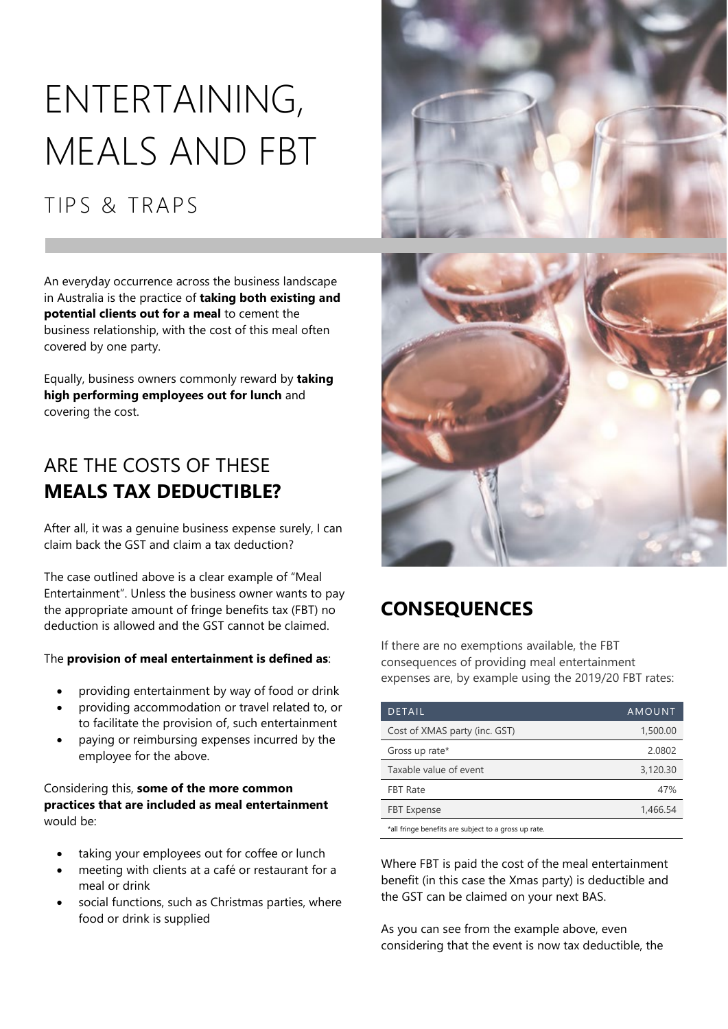# ENTERTAINING, MEALS AND FBT

## TIPS & TRAPS

An everyday occurrence across the business landscape in Australia is the practice of **taking both existing and potential clients out for a meal** to cement the business relationship, with the cost of this meal often covered by one party.

Equally, business owners commonly reward by **taking high performing employees out for lunch** and covering the cost.

## ARE THE COSTS OF THESE **MEALS TAX DEDUCTIBLE?**

After all, it was a genuine business expense surely, I can claim back the GST and claim a tax deduction?

The case outlined above is a clear example of "Meal Entertainment". Unless the business owner wants to pay the appropriate amount of fringe benefits tax (FBT) no deduction is allowed and the GST cannot be claimed.

The **provision of meal entertainment is defined as**:

- providing entertainment by way of food or drink
- providing accommodation or travel related to, or to facilitate the provision of, such entertainment
- paying or reimbursing expenses incurred by the employee for the above.

Considering this, **some of the more common practices that are included as meal entertainment** would be:

- taking your employees out for coffee or lunch
- meeting with clients at a café or restaurant for a meal or drink
- social functions, such as Christmas parties, where food or drink is supplied

## CONSEQUENCES

If there are no exemptions available, the FBT consequences of providing meal entertainment expenses are, by example using the 2019/20 FBT rates:

| DETAIL | AMOUNT |
|---|---|
| Cost of XMAS party (inc. GST) | 1,500.00 |
| Gross up rate* | 2.0802 |
| Taxable value of event | 3,120.30 |
| FBT Rate | 47% |
| FBT Expense | 1,466.54 |

*all fringe benefits are subject to a gross up rate.

Where FBT is paid the cost of the meal entertainment benefit (in this case the Xmas party) is deductible and the GST can be claimed on your next BAS.

As you can see from the example above, even considering that the event is now tax deductible, the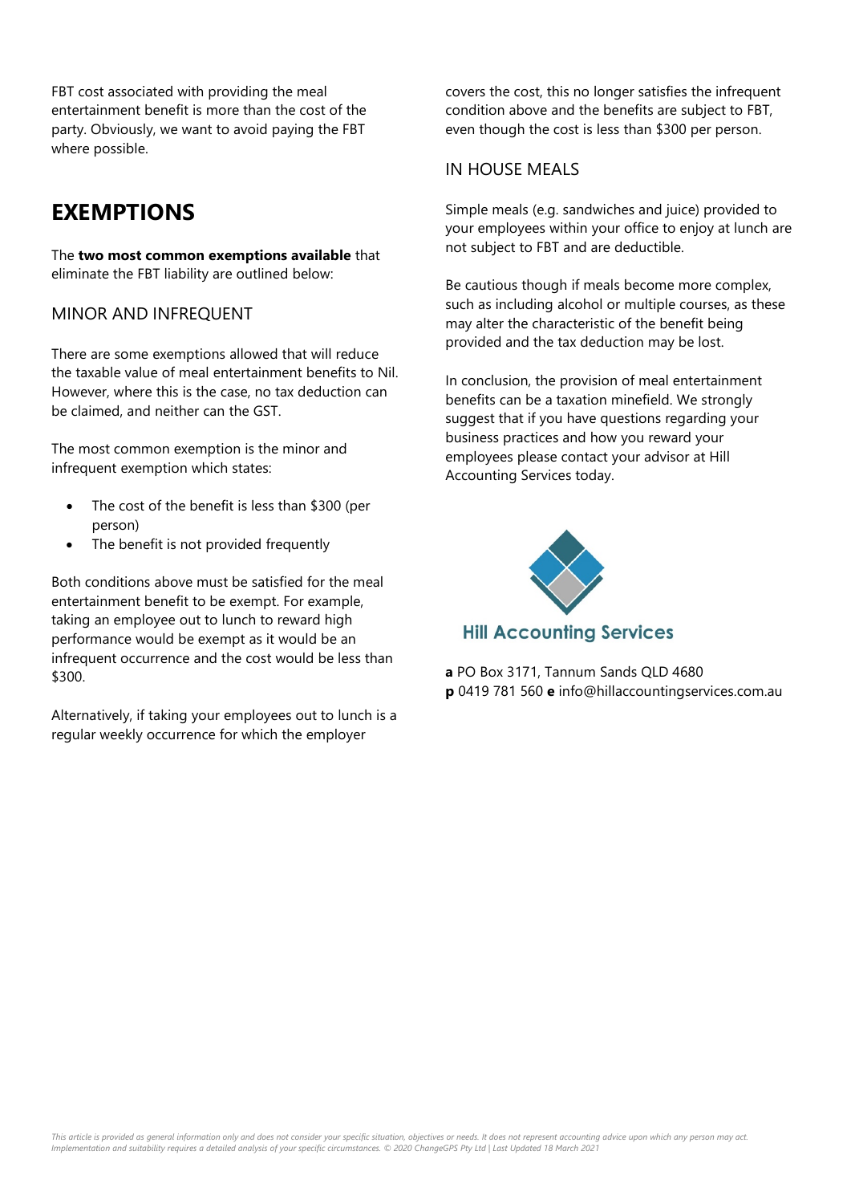FBT cost associated with providing the meal entertainment benefit is more than the cost of the party. Obviously, we want to avoid paying the FBT where possible.

## EXEMPTIONS

The **two most common exemptions available** that eliminate the FBT liability are outlined below:

### MINOR AND INFREQUENT

There are some exemptions allowed that will reduce the taxable value of meal entertainment benefits to Nil. However, where this is the case, no tax deduction can be claimed, and neither can the GST.

The most common exemption is the minor and infrequent exemption which states:

- The cost of the benefit is less than $300 (per person)
- The benefit is not provided frequently

Both conditions above must be satisfied for the meal entertainment benefit to be exempt. For example, taking an employee out to lunch to reward high performance would be exempt as it would be an infrequent occurrence and the cost would be less than $300.

Alternatively, if taking your employees out to lunch is a regular weekly occurrence for which the employer covers the cost, this no longer satisfies the infrequent condition above and the benefits are subject to FBT, even though the cost is less than $300 per person.

### IN HOUSE MEALS

Simple meals (e.g. sandwiches and juice) provided to your employees within your office to enjoy at lunch are not subject to FBT and are deductible.

Be cautious though if meals become more complex, such as including alcohol or multiple courses, as these may alter the characteristic of the benefit being provided and the tax deduction may be lost.

In conclusion, the provision of meal entertainment benefits can be a taxation minefield. We strongly suggest that if you have questions regarding your business practices and how you reward your employees please contact your advisor at Hill Accounting Services today.

Hill Accounting Services

**a** PO Box 3171, Tannum Sands QLD 4680
**p** 0419 781 560 **e** info@hillaccountingservices.com.au

*This article is provided as general information only and does not consider your specific situation, objectives or needs. It does not represent accounting advice upon which any person may act. Implementation and suitability requires a detailed analysis of your specific circumstances. © 2020 ChangeGPS Pty Ltd | Last Updated 18 March 2021*